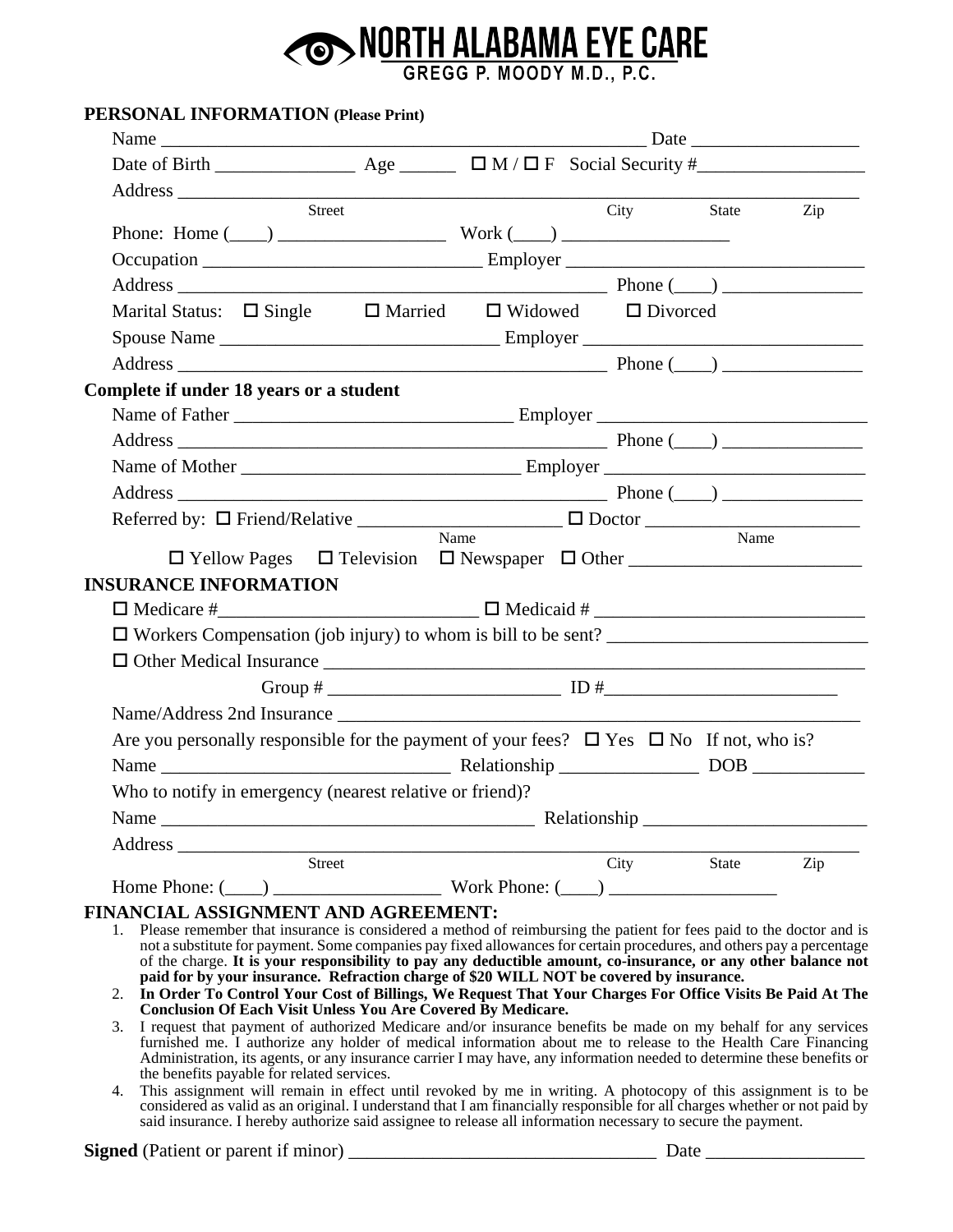# NORTH ALABAMA EYE CARE

GREGG P. MOODY M.D., P.C.

## PERSONAL INFORMATION (Please Print)

Name ______________________________________________ Date _________________

Date of Birth ______________ Age ______ ☐ M / ☐ F Social Security #_________________

Address ______________________________________________________________________
Street City State Zip

Phone: Home (____) _________________ Work (____) _________________

Occupation _____________________________ Employer ______________________________

Address ____________________________________________ Phone (____) ______________

Marital Status: ☐ Single ☐ Married ☐ Widowed ☐ Divorced

Spouse Name _____________________________ Employer ____________________________

Address ____________________________________________ Phone (____) ______________

**Complete if under 18 years or a student**

Name of Father _____________________________ Employer ___________________________

Address ____________________________________________ Phone (____) ______________

Name of Mother _____________________________ Employer ___________________________

Address ____________________________________________ Phone (____) ______________

Referred by: ☐ Friend/Relative _____________________ ☐ Doctor ______________________
Name Name

☐ Yellow Pages ☐ Television ☐ Newspaper ☐ Other ________________________

## INSURANCE INFORMATION

☐ Medicare #___________________________ ☐ Medicaid # _____________________________

☐ Workers Compensation (job injury) to whom is bill to be sent? ___________________________

☐ Other Medical Insurance ___________________________________________________________

Group # _________________________ ID #_________________________

Name/Address 2nd Insurance _________________________________________________________

Are you personally responsible for the payment of your fees? ☐ Yes ☐ No If not, who is?

Name ______________________________ Relationship ______________ DOB ____________

Who to notify in emergency (nearest relative or friend)?

Name _______________________________________ Relationship _______________________

Address ______________________________________________________________________
Street City State Zip

Home Phone: (____) _________________ Work Phone: (____) _________________

## FINANCIAL ASSIGNMENT AND AGREEMENT:

1. Please remember that insurance is considered a method of reimbursing the patient for fees paid to the doctor and is not a substitute for payment. Some companies pay fixed allowances for certain procedures, and others pay a percentage of the charge. **It is your responsibility to pay any deductible amount, co-insurance, or any other balance not paid for by your insurance. Refraction charge of $20 WILL NOT be covered by insurance.**
2. **In Order To Control Your Cost of Billings, We Request That Your Charges For Office Visits Be Paid At The Conclusion Of Each Visit Unless You Are Covered By Medicare.**
3. I request that payment of authorized Medicare and/or insurance benefits be made on my behalf for any services furnished me. I authorize any holder of medical information about me to release to the Health Care Financing Administration, its agents, or any insurance carrier I may have, any information needed to determine these benefits or the benefits payable for related services.
4. This assignment will remain in effect until revoked by me in writing. A photocopy of this assignment is to be considered as valid as an original. I understand that I am financially responsible for all charges whether or not paid by said insurance. I hereby authorize said assignee to release all information necessary to secure the payment.

**Signed** (Patient or parent if minor) _________________________________ Date ________________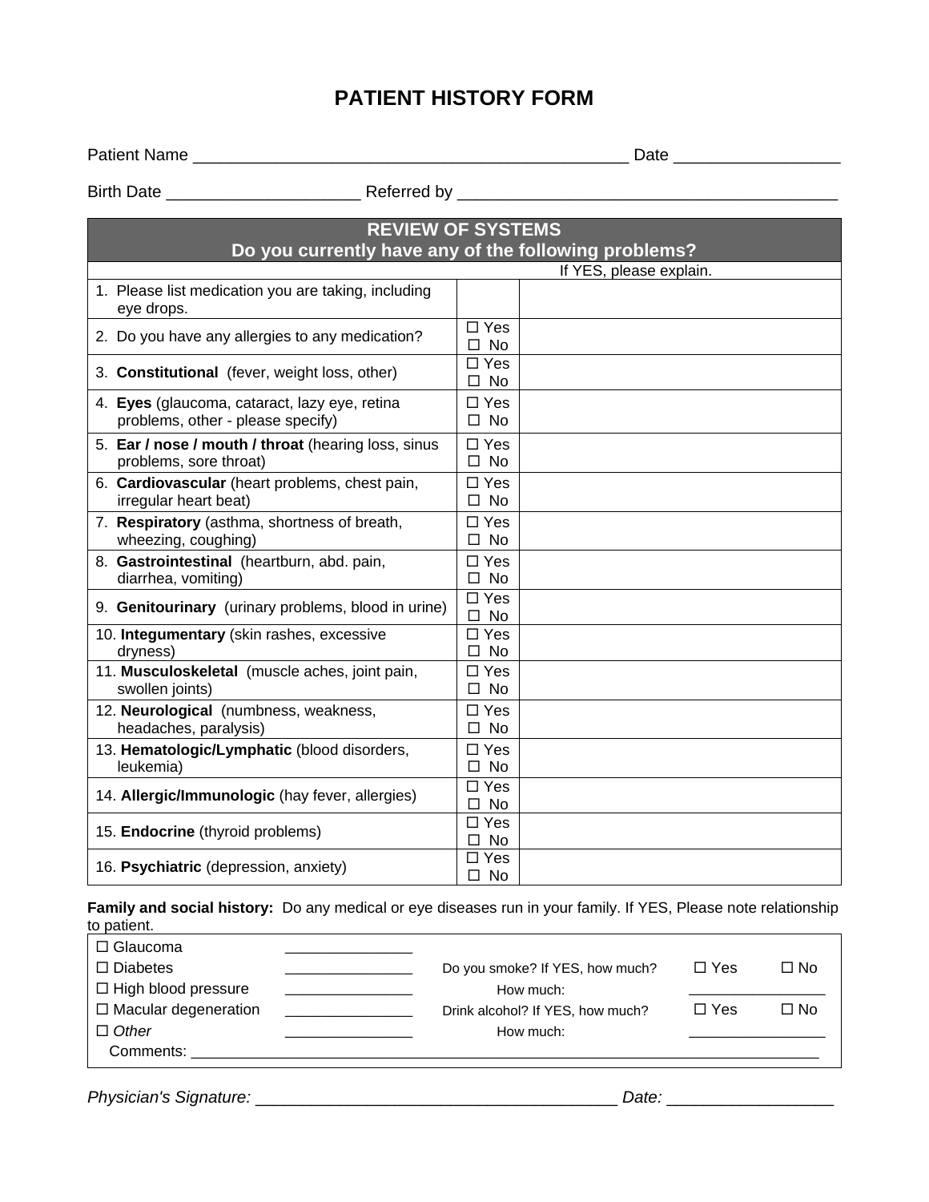# PATIENT HISTORY FORM

Patient Name _______________________________________________ Date _________________

Birth Date _____________________ Referred by ________________________________________

| REVIEW OF SYSTEMS<br>Do you currently have any of the following problems? | | |
|---|---|---|
| | | If YES, please explain. |
| 1. Please list medication you are taking, including eye drops. | | |
| 2. Do you have any allergies to any medication? | ☐ Yes ☐ No | |
| 3. **Constitutional** (fever, weight loss, other) | ☐ Yes ☐ No | |
| 4. **Eyes** (glaucoma, cataract, lazy eye, retina problems, other - please specify) | ☐ Yes ☐ No | |
| 5. **Ear / nose / mouth / throat** (hearing loss, sinus problems, sore throat) | ☐ Yes ☐ No | |
| 6. **Cardiovascular** (heart problems, chest pain, irregular heart beat) | ☐ Yes ☐ No | |
| 7. **Respiratory** (asthma, shortness of breath, wheezing, coughing) | ☐ Yes ☐ No | |
| 8. **Gastrointestinal** (heartburn, abd. pain, diarrhea, vomiting) | ☐ Yes ☐ No | |
| 9. **Genitourinary** (urinary problems, blood in urine) | ☐ Yes ☐ No | |
| 10. **Integumentary** (skin rashes, excessive dryness) | ☐ Yes ☐ No | |
| 11. **Musculoskeletal** (muscle aches, joint pain, swollen joints) | ☐ Yes ☐ No | |
| 12. **Neurological** (numbness, weakness, headaches, paralysis) | ☐ Yes ☐ No | |
| 13. **Hematologic/Lymphatic** (blood disorders, leukemia) | ☐ Yes ☐ No | |
| 14. **Allergic/Immunologic** (hay fever, allergies) | ☐ Yes ☐ No | |
| 15. **Endocrine** (thyroid problems) | ☐ Yes ☐ No | |
| 16. **Psychiatric** (depression, anxiety) | ☐ Yes ☐ No | |

**Family and social history:** Do any medical or eye diseases run in your family. If YES, Please note relationship to patient.

| | | | | |
|---|---|---|---|---|
| ☐ Glaucoma | _______________ | | | |
| ☐ Diabetes | _______________ | Do you smoke? If YES, how much? | ☐ Yes | ☐ No |
| ☐ High blood pressure | _______________ | How much: | ________________ | |
| ☐ Macular degeneration | _______________ | Drink alcohol? If YES, how much? | ☐ Yes | ☐ No |
| ☐ *Other* | _______________ | How much: | ________________ | |

Comments: ________________________________________________________________________________

*Physician's Signature:* _______________________________________ *Date:* __________________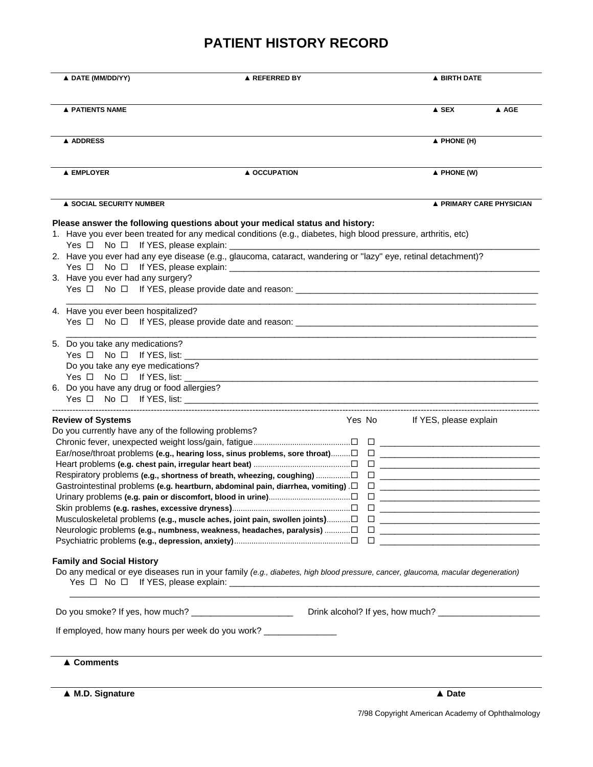# PATIENT HISTORY RECORD

| | | |
|---|---|---|
| ▲ DATE (MM/DD/YY) | ▲ REFERRED BY | ▲ BIRTH DATE |
| ▲ PATIENTS NAME | | ▲ SEX ▲ AGE |
| ▲ ADDRESS | | ▲ PHONE (H) |
| ▲ EMPLOYER | ▲ OCCUPATION | ▲ PHONE (W) |
| ▲ SOCIAL SECURITY NUMBER | | ▲ PRIMARY CARE PHYSICIAN |

**Please answer the following questions about your medical status and history:**

1. Have you ever been treated for any medical conditions (e.g., diabetes, high blood pressure, arthritis, etc)
   Yes ☐ No ☐ If YES, please explain: ______________________________
2. Have you ever had any eye disease (e.g., glaucoma, cataract, wandering or "lazy" eye, retinal detachment)?
   Yes ☐ No ☐ If YES, please explain: ______________________________
3. Have you ever had any surgery?
   Yes ☐ No ☐ If YES, please provide date and reason: ______________________________
   ______________________________
4. Have you ever been hospitalized?
   Yes ☐ No ☐ If YES, please provide date and reason: ______________________________
   ______________________________
5. Do you take any medications?
   Yes ☐ No ☐ If YES, list: ______________________________
   Do you take any eye medications?
   Yes ☐ No ☐ If YES, list: ______________________________
6. Do you have any drug or food allergies?
   Yes ☐ No ☐ If YES, list: ______________________________

---

**Review of Systems**

Do you currently have any of the following problems?

| | Yes | No | If YES, please explain |
|---|---|---|---|
| Chronic fever, unexpected weight loss/gain, fatigue | ☐ | ☐ | ______________________ |
| Ear/nose/throat problems **(e.g., hearing loss, sinus problems, sore throat)** | ☐ | ☐ | ______________________ |
| Heart problems **(e.g. chest pain, irregular heart beat)** | ☐ | ☐ | ______________________ |
| Respiratory problems **(e.g., shortness of breath, wheezing, coughing)** | ☐ | ☐ | ______________________ |
| Gastrointestinal problems **(e.g. heartburn, abdominal pain, diarrhea, vomiting)** | ☐ | ☐ | ______________________ |
| Urinary problems **(e.g. pain or discomfort, blood in urine)** | ☐ | ☐ | ______________________ |
| Skin problems **(e.g., rashes, excessive dryness)** | ☐ | ☐ | ______________________ |
| Musculoskeletal problems **(e.g., muscle aches, joint pain, swollen joints)** | ☐ | ☐ | ______________________ |
| Neurologic problems **(e.g., numbness, weakness, headaches, paralysis)** | ☐ | ☐ | ______________________ |
| Psychiatric problems **(e.g., depression, anxiety)** | ☐ | ☐ | ______________________ |

**Family and Social History**

Do any medical or eye diseases run in your family *(e.g., diabetes, high blood pressure, cancer, glaucoma, macular degeneration)*
Yes ☐ No ☐ If YES, please explain: ______________________________
______________________________

Do you smoke? If yes, how much? ____________________ Drink alcohol? If yes, how much? ____________________

If employed, how many hours per week do you work? ______________

**▲ Comments**

**▲ M.D. Signature** **▲ Date**

7/98 Copyright American Academy of Ophthalmology